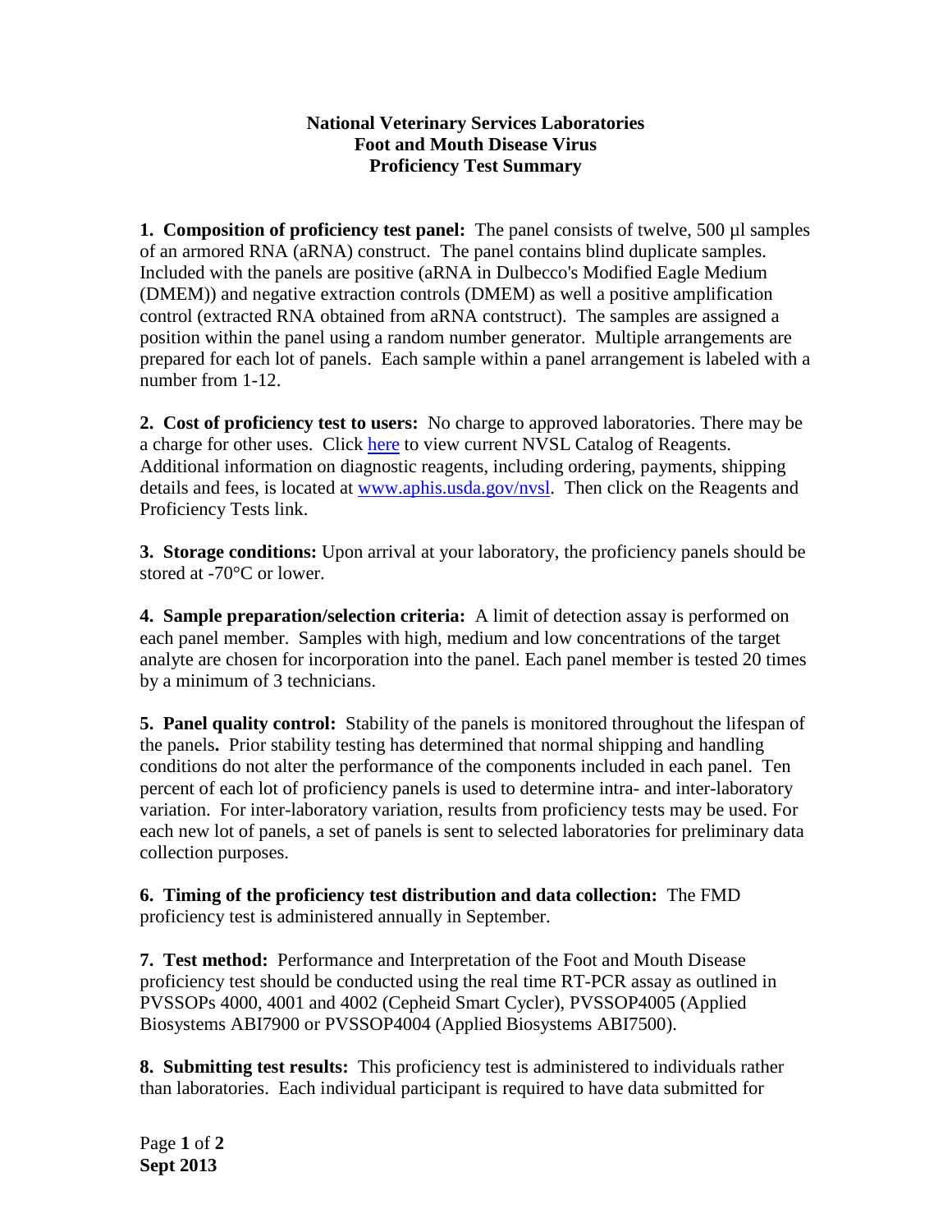**National Veterinary Services Laboratories**
**Foot and Mouth Disease Virus**
**Proficiency Test Summary**

**1. Composition of proficiency test panel:** The panel consists of twelve, 500 µl samples of an armored RNA (aRNA) construct. The panel contains blind duplicate samples. Included with the panels are positive (aRNA in Dulbecco's Modified Eagle Medium (DMEM)) and negative extraction controls (DMEM) as well a positive amplification control (extracted RNA obtained from aRNA contstruct). The samples are assigned a position within the panel using a random number generator. Multiple arrangements are prepared for each lot of panels. Each sample within a panel arrangement is labeled with a number from 1-12.

**2. Cost of proficiency test to users:** No charge to approved laboratories. There may be a charge for other uses. Click here to view current NVSL Catalog of Reagents. Additional information on diagnostic reagents, including ordering, payments, shipping details and fees, is located at www.aphis.usda.gov/nvsl. Then click on the Reagents and Proficiency Tests link.

**3. Storage conditions:** Upon arrival at your laboratory, the proficiency panels should be stored at -70°C or lower.

**4. Sample preparation/selection criteria:** A limit of detection assay is performed on each panel member. Samples with high, medium and low concentrations of the target analyte are chosen for incorporation into the panel. Each panel member is tested 20 times by a minimum of 3 technicians.

**5. Panel quality control:** Stability of the panels is monitored throughout the lifespan of the panels**.** Prior stability testing has determined that normal shipping and handling conditions do not alter the performance of the components included in each panel. Ten percent of each lot of proficiency panels is used to determine intra- and inter-laboratory variation. For inter-laboratory variation, results from proficiency tests may be used. For each new lot of panels, a set of panels is sent to selected laboratories for preliminary data collection purposes.

**6. Timing of the proficiency test distribution and data collection:** The FMD proficiency test is administered annually in September.

**7. Test method:** Performance and Interpretation of the Foot and Mouth Disease proficiency test should be conducted using the real time RT-PCR assay as outlined in PVSSOPs 4000, 4001 and 4002 (Cepheid Smart Cycler), PVSSOP4005 (Applied Biosystems ABI7900 or PVSSOP4004 (Applied Biosystems ABI7500).

**8. Submitting test results:** This proficiency test is administered to individuals rather than laboratories. Each individual participant is required to have data submitted for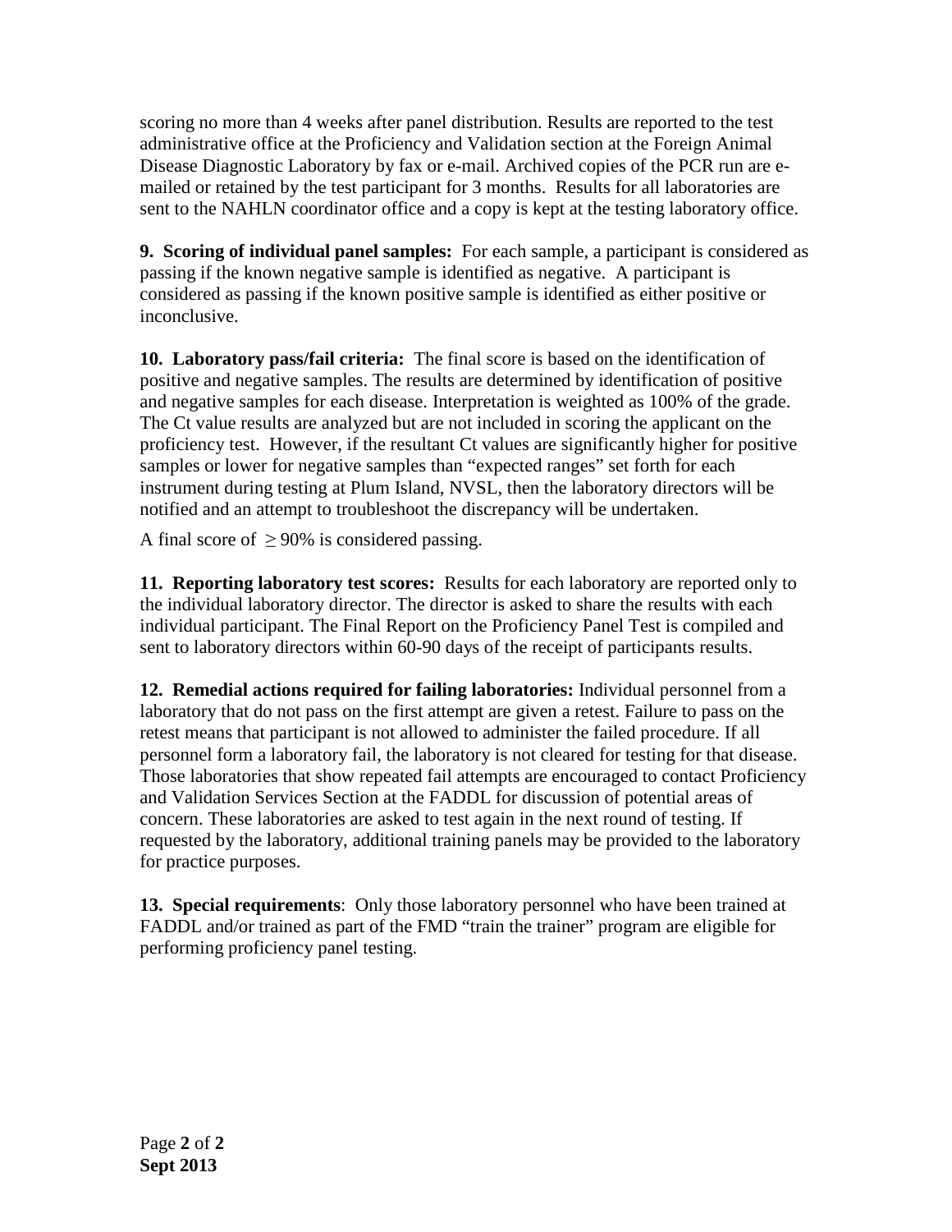scoring no more than 4 weeks after panel distribution. Results are reported to the test administrative office at the Proficiency and Validation section at the Foreign Animal Disease Diagnostic Laboratory by fax or e-mail. Archived copies of the PCR run are e-mailed or retained by the test participant for 3 months. Results for all laboratories are sent to the NAHLN coordinator office and a copy is kept at the testing laboratory office.

**9. Scoring of individual panel samples:** For each sample, a participant is considered as passing if the known negative sample is identified as negative. A participant is considered as passing if the known positive sample is identified as either positive or inconclusive.

**10. Laboratory pass/fail criteria:** The final score is based on the identification of positive and negative samples. The results are determined by identification of positive and negative samples for each disease. Interpretation is weighted as 100% of the grade. The Ct value results are analyzed but are not included in scoring the applicant on the proficiency test. However, if the resultant Ct values are significantly higher for positive samples or lower for negative samples than "expected ranges" set forth for each instrument during testing at Plum Island, NVSL, then the laboratory directors will be notified and an attempt to troubleshoot the discrepancy will be undertaken.

A final score of $\geq 90\%$ is considered passing.

**11. Reporting laboratory test scores:** Results for each laboratory are reported only to the individual laboratory director. The director is asked to share the results with each individual participant. The Final Report on the Proficiency Panel Test is compiled and sent to laboratory directors within 60-90 days of the receipt of participants results.

**12. Remedial actions required for failing laboratories:** Individual personnel from a laboratory that do not pass on the first attempt are given a retest. Failure to pass on the retest means that participant is not allowed to administer the failed procedure. If all personnel form a laboratory fail, the laboratory is not cleared for testing for that disease. Those laboratories that show repeated fail attempts are encouraged to contact Proficiency and Validation Services Section at the FADDL for discussion of potential areas of concern. These laboratories are asked to test again in the next round of testing. If requested by the laboratory, additional training panels may be provided to the laboratory for practice purposes.

**13. Special requirements**: Only those laboratory personnel who have been trained at FADDL and/or trained as part of the FMD "train the trainer" program are eligible for performing proficiency panel testing.